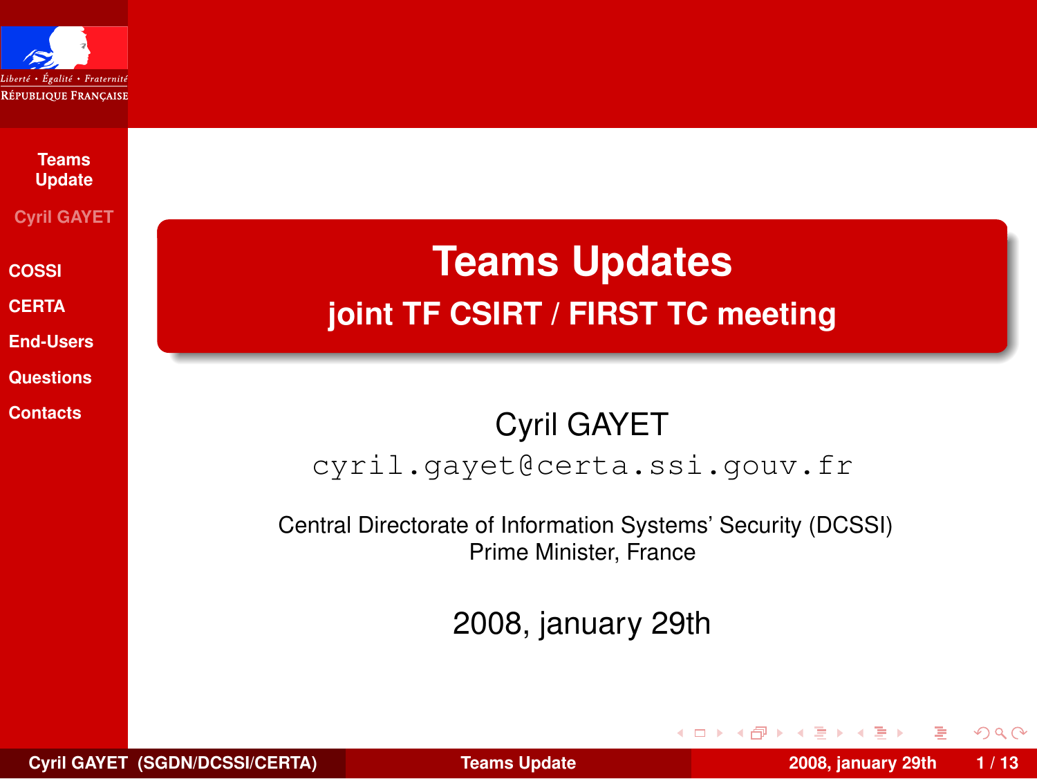# Teams Updates

## joint TF CSIRT / FIRST TC meeting

Cyril GAYET

cyril.gayet@certa.ssi.gouv.fr

Central Directorate of Information Systems' Security (DCSSI)
Prime Minister, France

2008, january 29th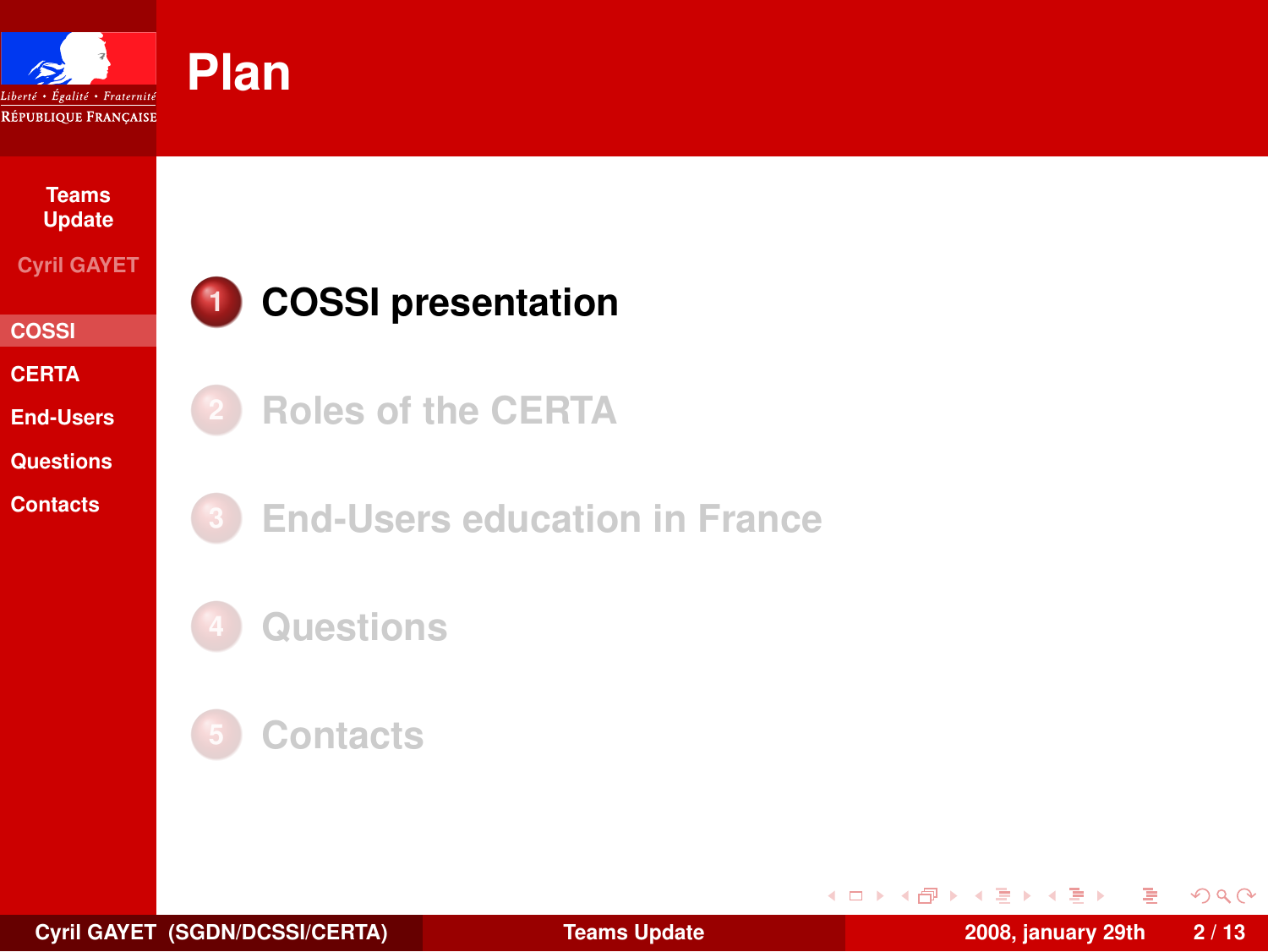# Plan

1. **COSSI presentation**
2. Roles of the CERTA
3. End-Users education in France
4. Questions
5. Contacts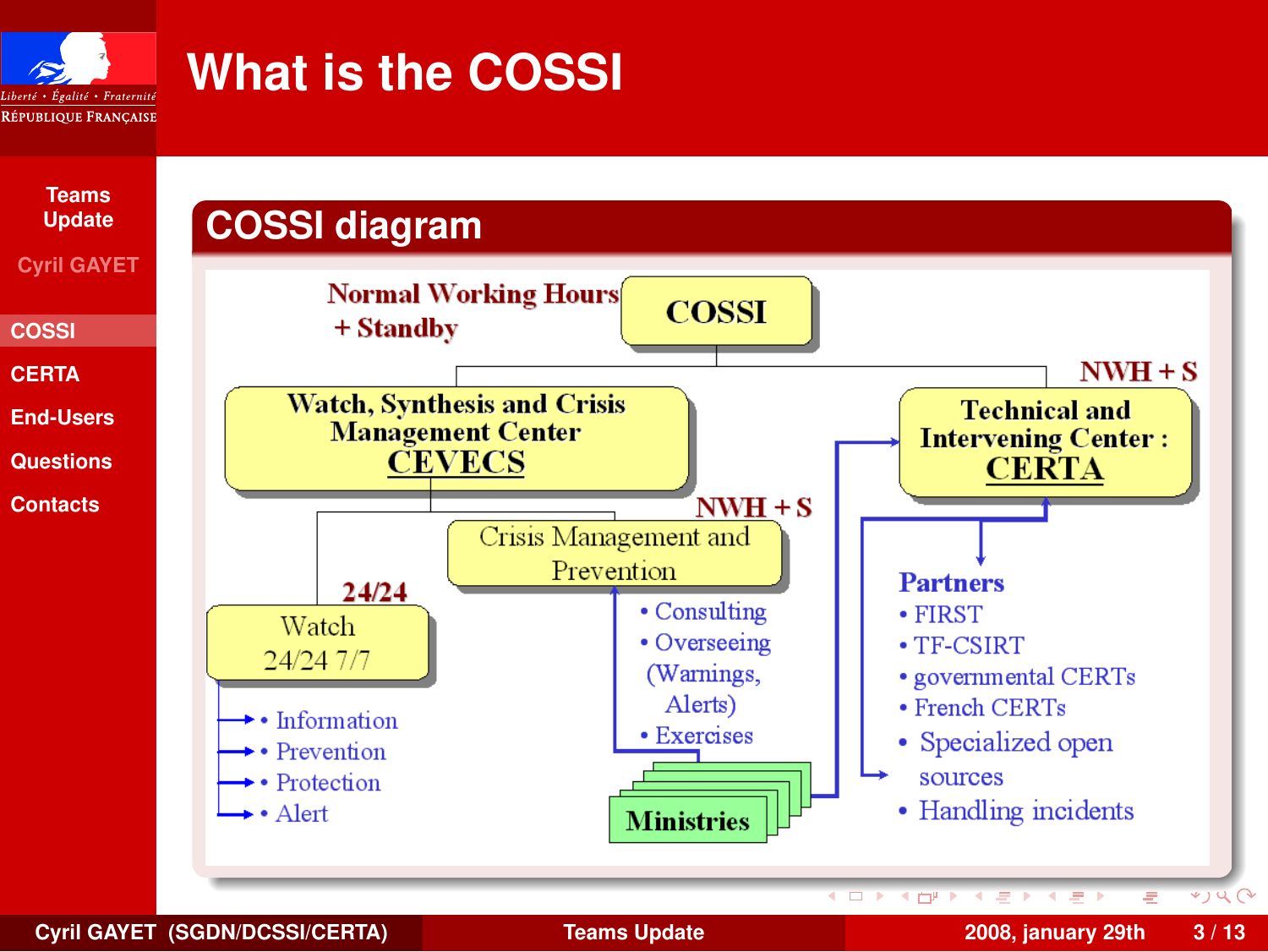# What is the COSSI

## COSSI diagram

**COSSI** — Normal Working Hours + Standby

- **Watch, Synthesis and Crisis Management Center CEVECS**
  - **Watch** 24/24 7/7 (24/24)
    - Information
    - Prevention
    - Protection
    - Alert
  - **Crisis Management and Prevention** (NWH + S)
    - Consulting
    - Overseeing (Warnings, Alerts)
    - Exercises
- **Technical and Intervening Center : CERTA** (NWH + S)
  - **Partners**
    - FIRST
    - TF-CSIRT
    - governmental CERTs
    - French CERTs
    - Specialized open sources
    - Handling incidents

**Ministries**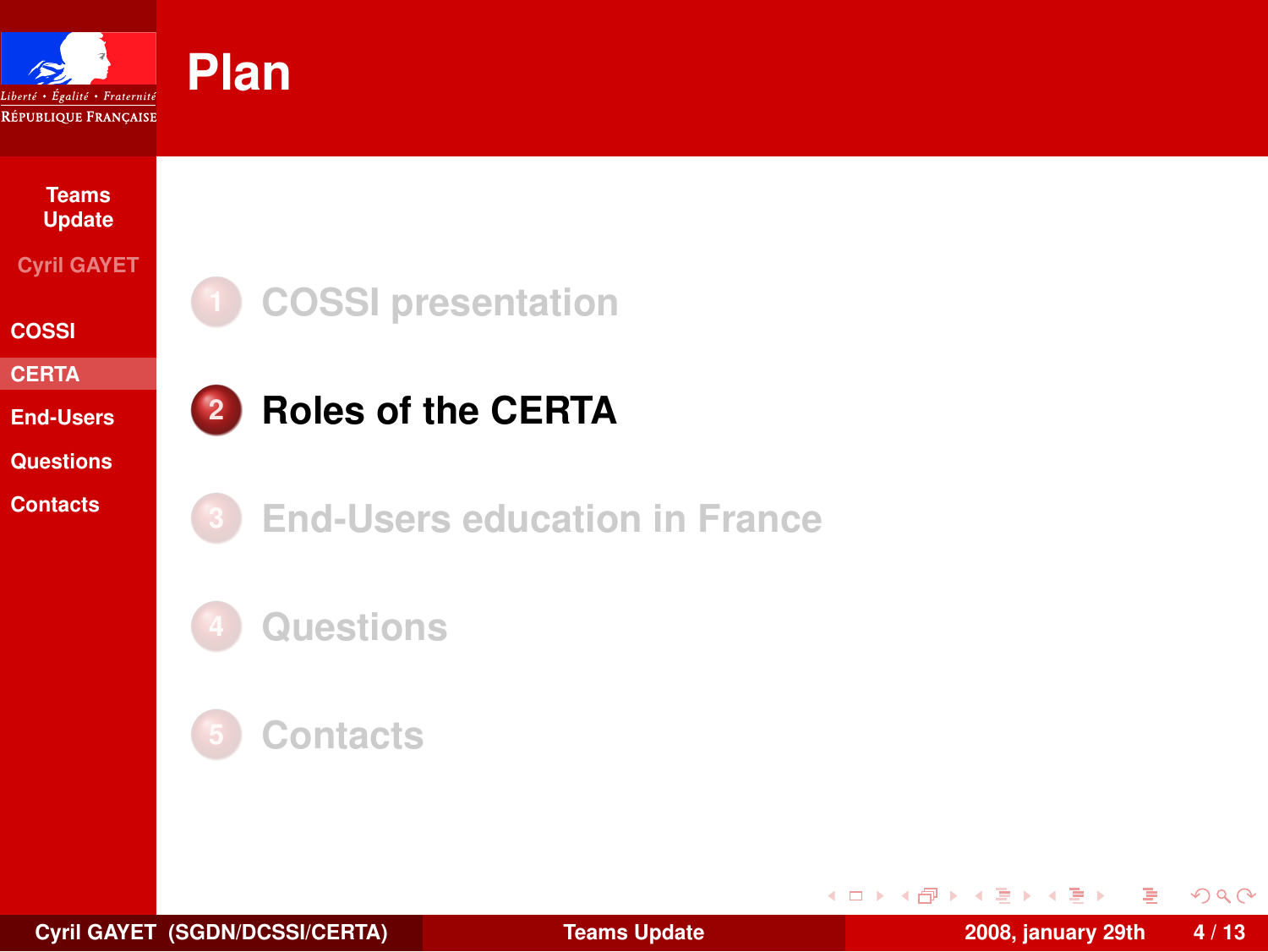# Plan

1. COSSI presentation
2. **Roles of the CERTA**
3. End-Users education in France
4. Questions
5. Contacts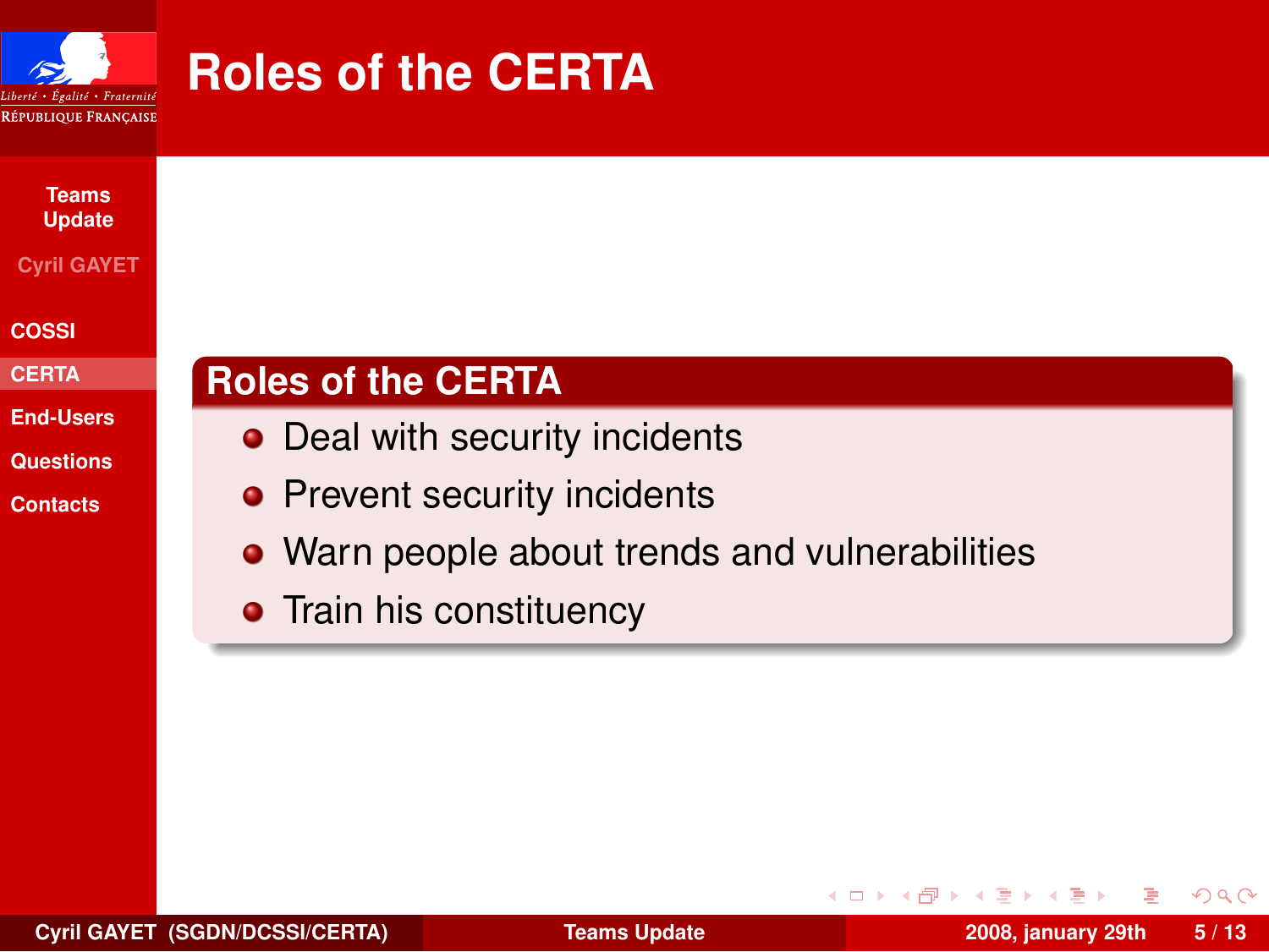# Roles of the CERTA

## Roles of the CERTA

- Deal with security incidents
- Prevent security incidents
- Warn people about trends and vulnerabilities
- Train his constituency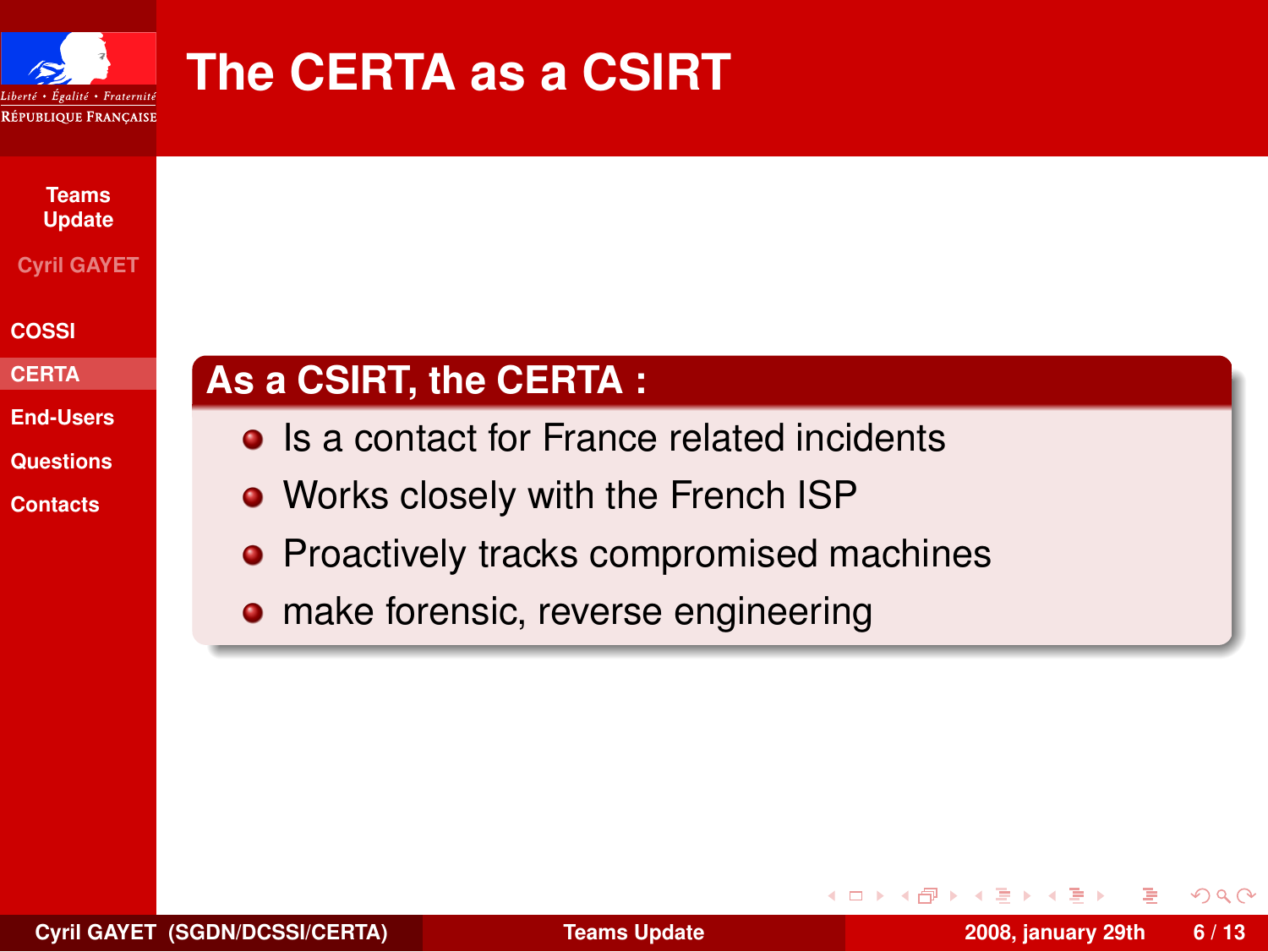# The CERTA as a CSIRT

## As a CSIRT, the CERTA :

- Is a contact for France related incidents
- Works closely with the French ISP
- Proactively tracks compromised machines
- make forensic, reverse engineering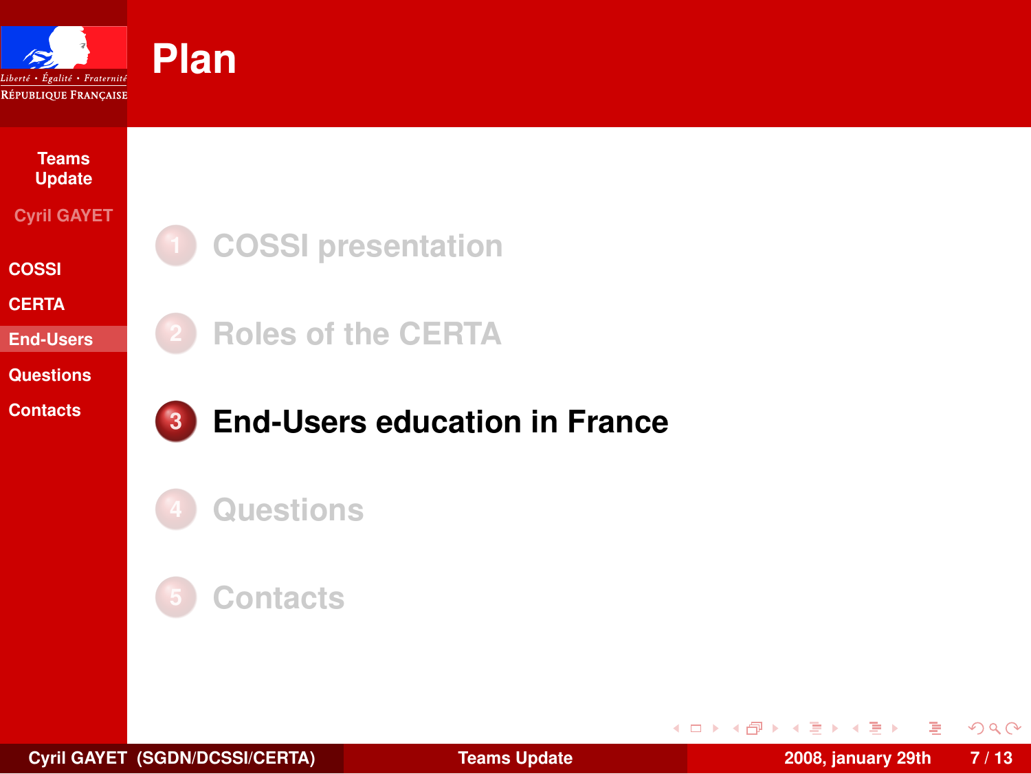# Plan

1. COSSI presentation
2. Roles of the CERTA
3. **End-Users education in France**
4. Questions
5. Contacts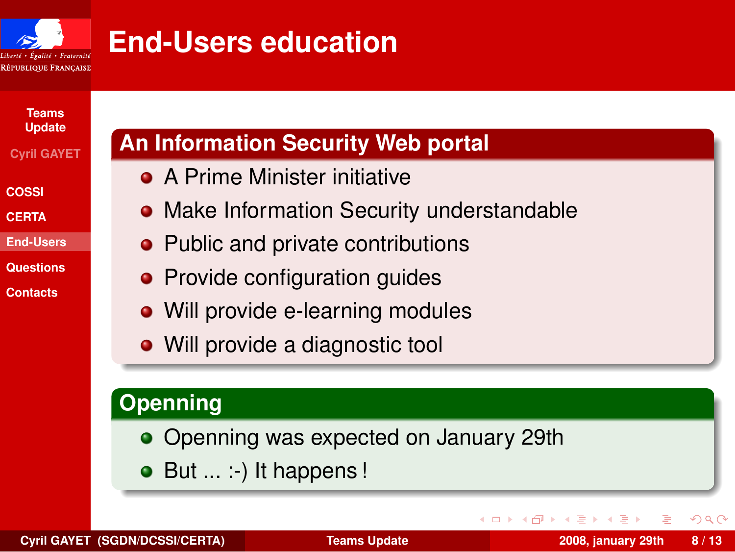# End-Users education

## An Information Security Web portal

- A Prime Minister initiative
- Make Information Security understandable
- Public and private contributions
- Provide configuration guides
- Will provide e-learning modules
- Will provide a diagnostic tool

## Openning

- Openning was expected on January 29th
- But ... :-) It happens !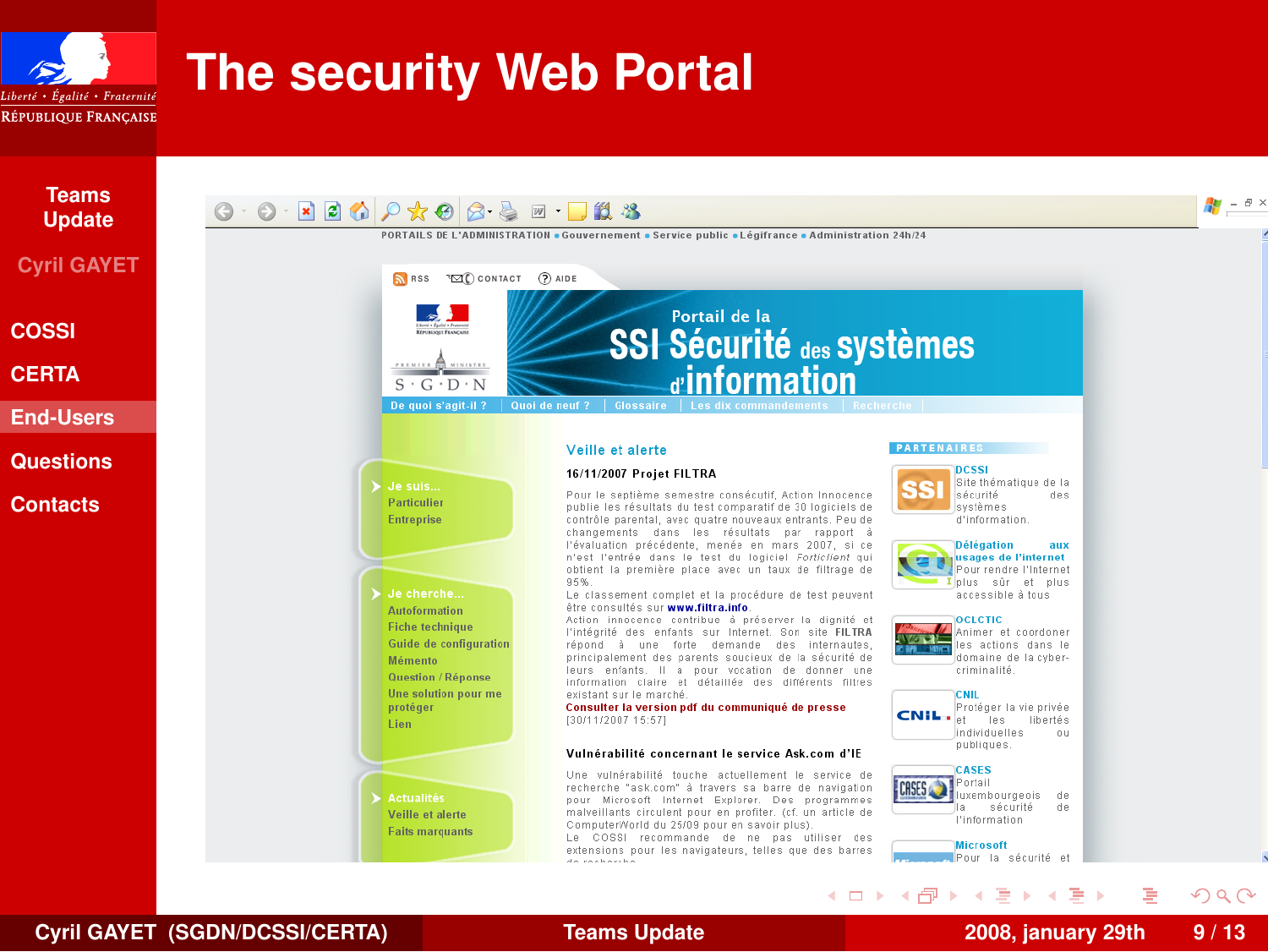# The security Web Portal

- Teams Update
- Cyril GAYET
- COSSI
- CERTA
- **End-Users**
- Questions
- Contacts

PORTAILS DE L'ADMINISTRATION • Gouvernement • Service public • Légifrance • Administration 24h/24

RSS | CONTACT | AIDE

Portail de la **SSI Sécurité des systèmes d'information**

De quoi s'agit-il ? | Quoi de neuf ? | Glossaire | Les dix commandements | Recherche

**Je suis...**
- Particulier
- Entreprise

**Je cherche...**
- Autoformation
- Fiche technique
- Guide de configuration
- Mémento
- Question / Réponse
- Une solution pour me protéger
- Lien

**Actualités**
- Veille et alerte
- Faits marquants

## Veille et alerte

### 16/11/2007 Projet FILTRA

Pour le septième semestre consécutif, Action Innocence publie les résultats du test comparatif de 30 logiciels de contrôle parental, avec quatre nouveaux entrants. Peu de changements dans les résultats par rapport à l'évaluation précédente, menée en mars 2007, si ce n'est l'entrée dans le test du logiciel *Forticlient* qui obtient la première place avec un taux de filtrage de 95%.
Le classement complet et la procédure de test peuvent être consultés sur **www.filtra.info**.
Action innocence contribue à préserver la dignité et l'intégrité des enfants sur Internet. Son site FILTRA répond à une forte demande des internautes, principalement des parents soucieux de la sécurité de leurs enfants. Il a pour vocation de donner une information claire et détaillée des différents filtres existant sur le marché.
Consulter la version pdf du communiqué de presse
[30/11/2007 15:57]

### Vulnérabilité concernant le service Ask.com d'IE

Une vulnérabilité touche actuellement le service de recherche "ask.com" à travers sa barre de navigation pour Microsoft Internet Explorer. Des programmes malveillants circulent pour en profiter. (cf. un article de ComputerWorld du 25/09 pour en savoir plus).
Le COSSI recommande de ne pas utiliser des extensions pour les navigateurs, telles que des barres de recherche

**PARTENAIRES**

- **DCSSI** Site thématique de la sécurité des systèmes d'information.
- **Délégation aux usages de l'internet** Pour rendre l'Internet plus sûr et plus accessible à tous
- **OCLCTIC** Animer et coordoner les actions dans le domaine de la cyber-criminalité.
- **CNIL** Protéger la vie privée et les libertés individuelles ou publiques.
- **CASES** Portail luxembourgeois de la sécurité de l'information
- **Microsoft** Pour la sécurité et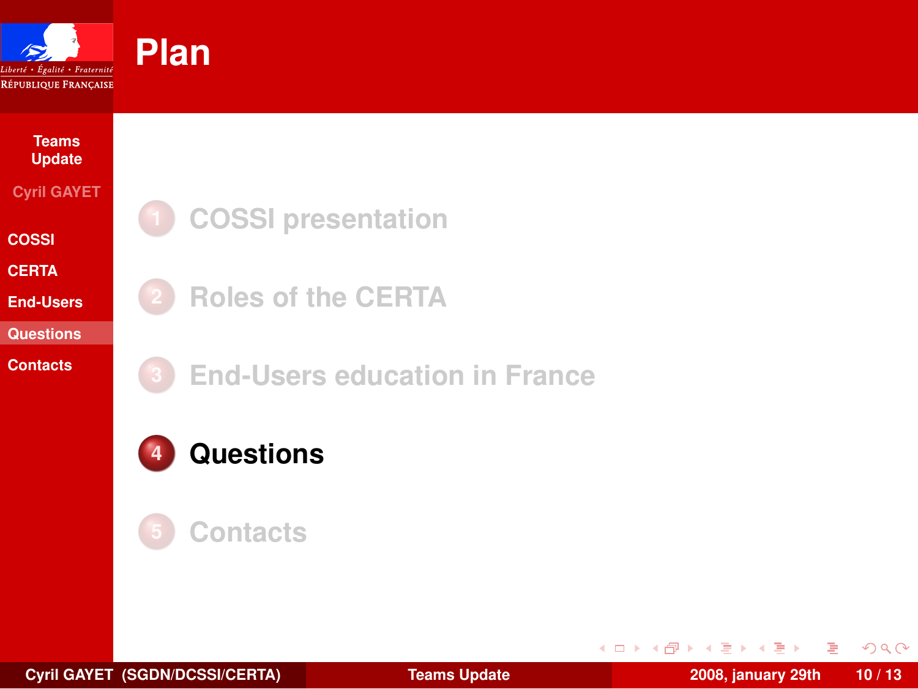# Plan

1. COSSI presentation
2. Roles of the CERTA
3. End-Users education in France
4. **Questions**
5. Contacts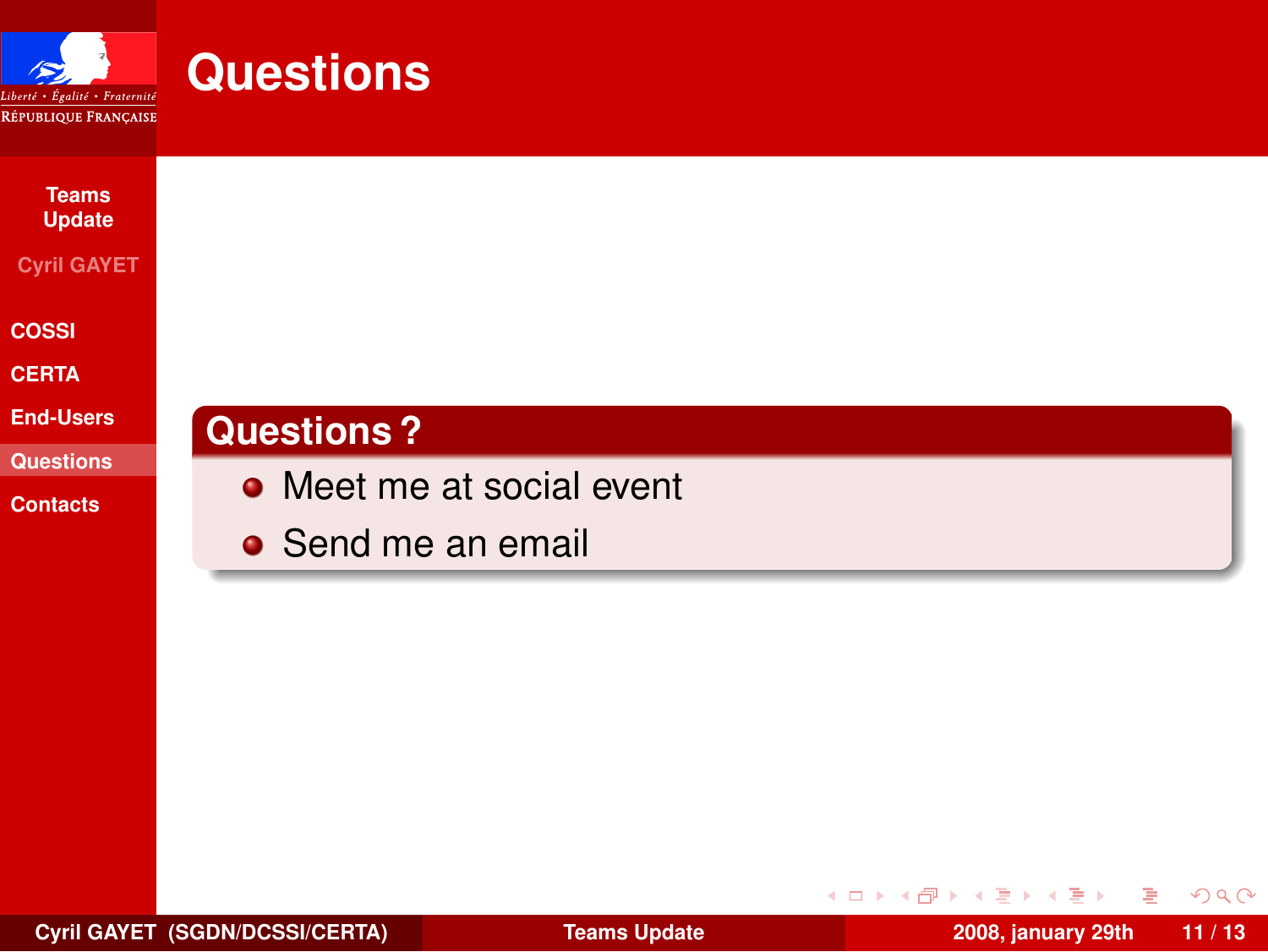# Questions

## Questions ?

- Meet me at social event
- Send me an email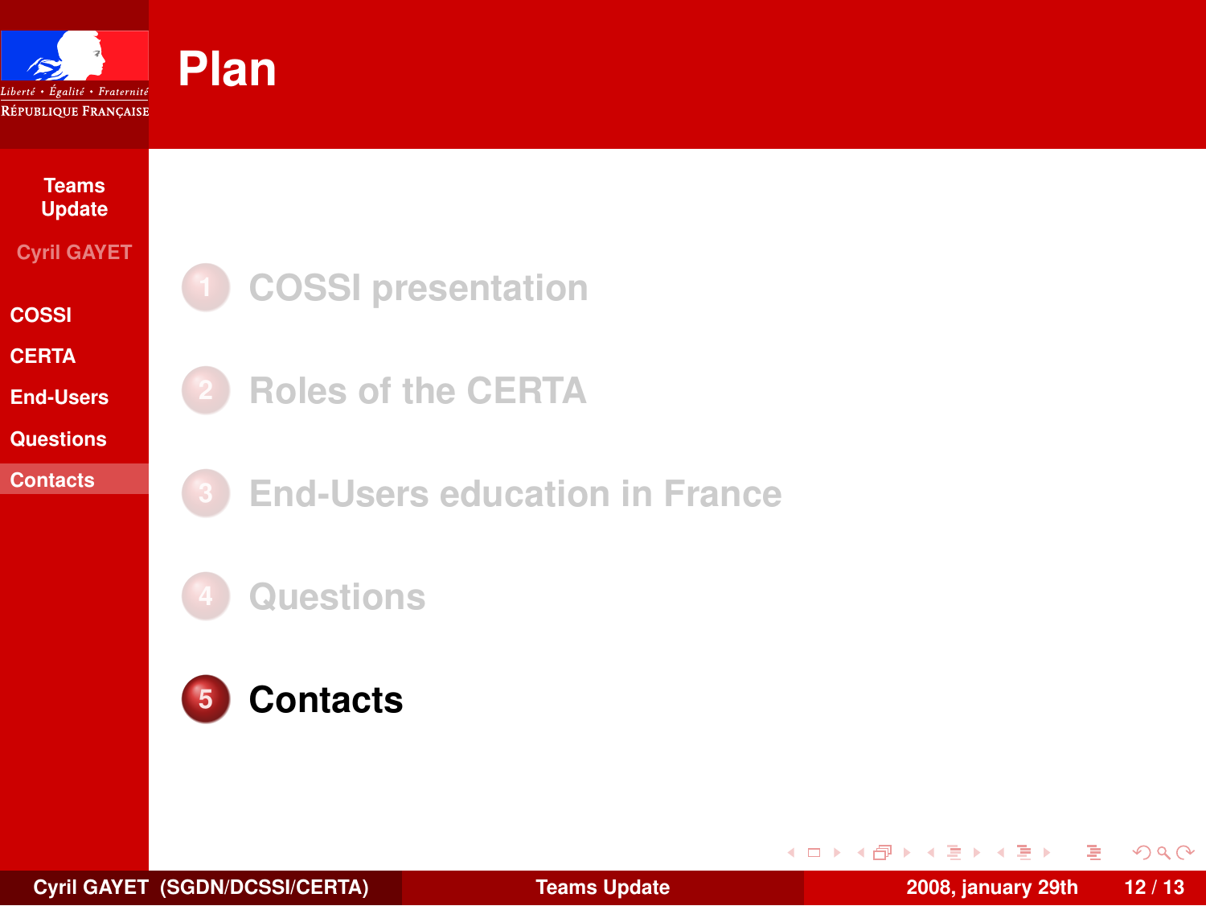# Plan

1. COSSI presentation
2. Roles of the CERTA
3. End-Users education in France
4. Questions
5. **Contacts**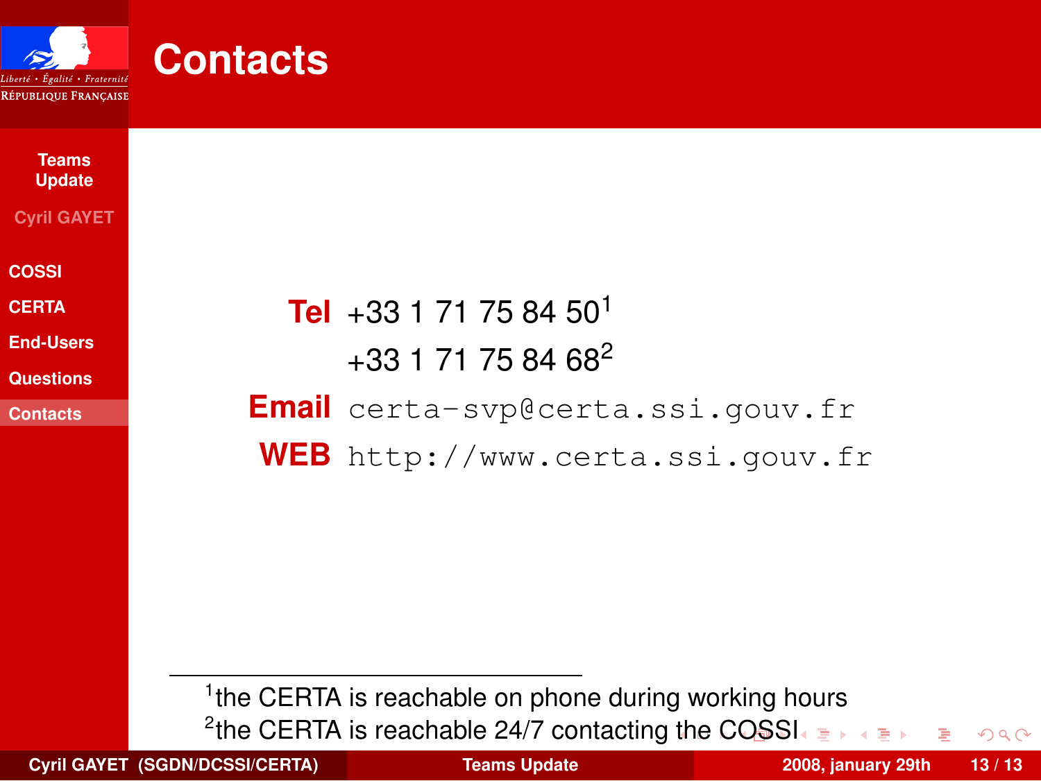# Contacts

**Tel** +33 1 71 75 84 50[1]

+33 1 71 75 84 68[2]

**Email** certa-svp@certa.ssi.gouv.fr

**WEB** http://www.certa.ssi.gouv.fr

---

[1] the CERTA is reachable on phone during working hours

[2] the CERTA is reachable 24/7 contacting the COSSI